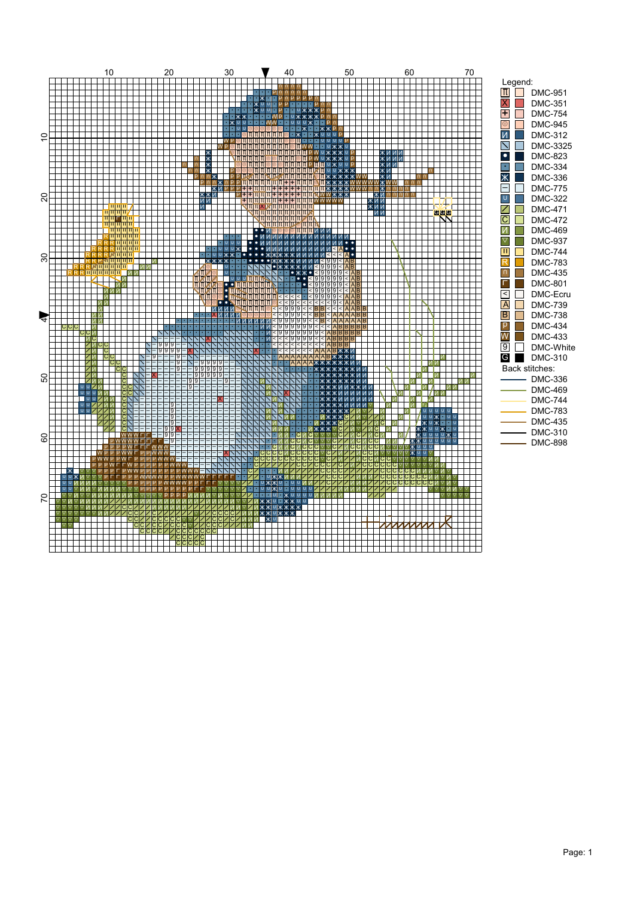Legend:

| Symbol | Color |
|---|---|
| Π | DMC-951 |
| X | DMC-351 |
| + | DMC-754 |
| ◎ | DMC-945 |
| И | DMC-312 |
| \ | DMC-3325 |
| • | DMC-823 |
| · | DMC-334 |
| Ж | DMC-336 |
| – | DMC-775 |
| u | DMC-322 |
| / | DMC-471 |
| C | DMC-472 |
| И | DMC-469 |
| V | DMC-937 |
| Ш | DMC-744 |
| R | DMC-783 |
| n | DMC-435 |
| Г | DMC-801 |
| < | DMC-Ecru |
| A | DMC-739 |
| B | DMC-738 |
| P | DMC-434 |
| W | DMC-433 |
| 9 | DMC-White |
| G | DMC-310 |

Back stitches:

- DMC-336
- DMC-469
- DMC-744
- DMC-783
- DMC-435
- DMC-310
- DMC-898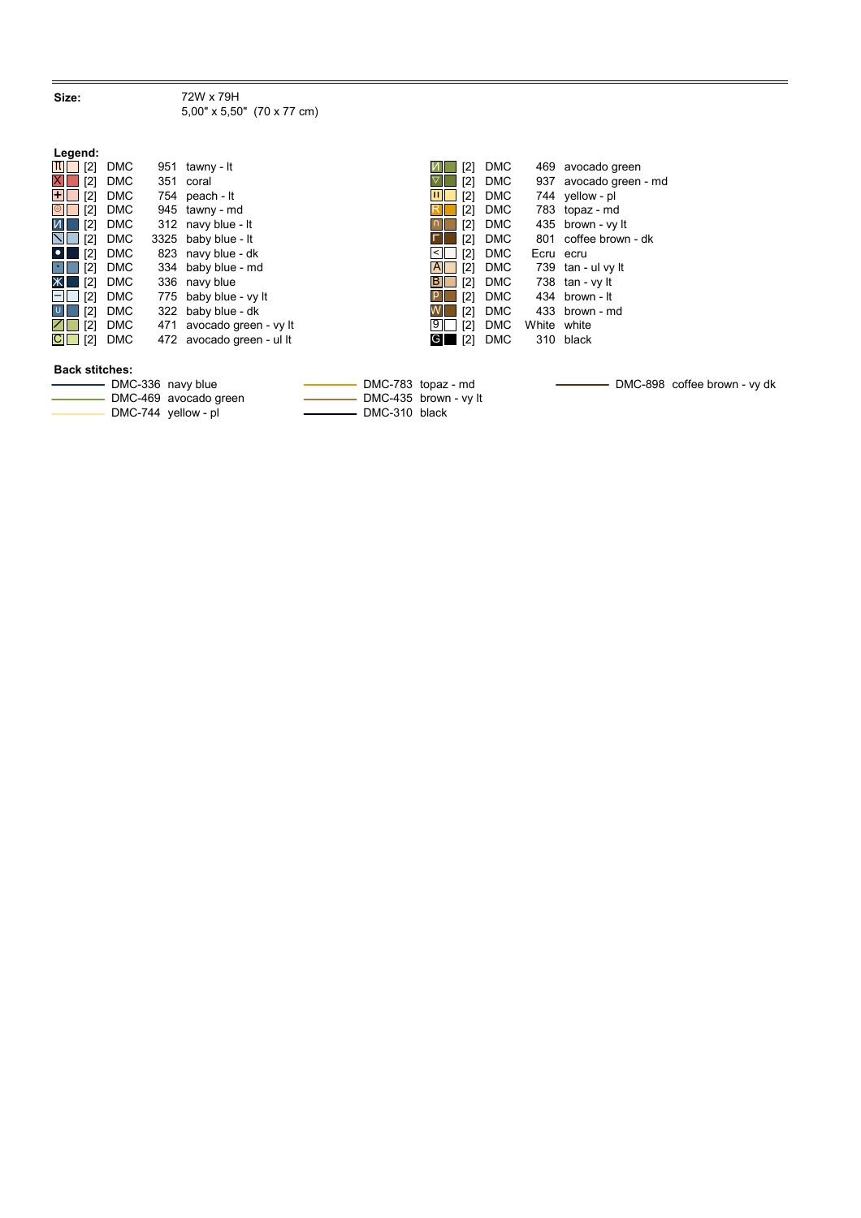**Size:** 72W x 79H
5,00" x 5,50"  (70 x 77 cm)

**Legend:**

| | | | | | | | | | |
|---|---|---|---|---|---|---|---|---|---|
| Ш | [2] | DMC | 951 | tawny - lt | И | [2] | DMC | 469 | avocado green |
| X | [2] | DMC | 351 | coral | ▽ | [2] | DMC | 937 | avocado green - md |
| + | [2] | DMC | 754 | peach - lt | ıı | [2] | DMC | 744 | yellow - pl |
| ◎ | [2] | DMC | 945 | tawny - md | R | [2] | DMC | 783 | topaz - md |
| И | [2] | DMC | 312 | navy blue - lt | ∩ | [2] | DMC | 435 | brown - vy lt |
| ◣ | [2] | DMC | 3325 | baby blue - lt | Г | [2] | DMC | 801 | coffee brown - dk |
| ● | [2] | DMC | 823 | navy blue - dk | < | [2] | DMC | Ecru | ecru |
| · | [2] | DMC | 334 | baby blue - md | A | [2] | DMC | 739 | tan - ul vy lt |
| Ж | [2] | DMC | 336 | navy blue | B | [2] | DMC | 738 | tan - vy lt |
| − | [2] | DMC | 775 | baby blue - vy lt | p | [2] | DMC | 434 | brown - lt |
| u | [2] | DMC | 322 | baby blue - dk | W | [2] | DMC | 433 | brown - md |
| ⁄ | [2] | DMC | 471 | avocado green - vy lt | 9 | [2] | DMC | White | white |
| C | [2] | DMC | 472 | avocado green - ul lt | G | [2] | DMC | 310 | black |

**Back stitches:**

- DMC-336 navy blue
- DMC-469 avocado green
- DMC-744 yellow - pl
- DMC-783 topaz - md
- DMC-435 brown - vy lt
- DMC-310 black
- DMC-898 coffee brown - vy dk